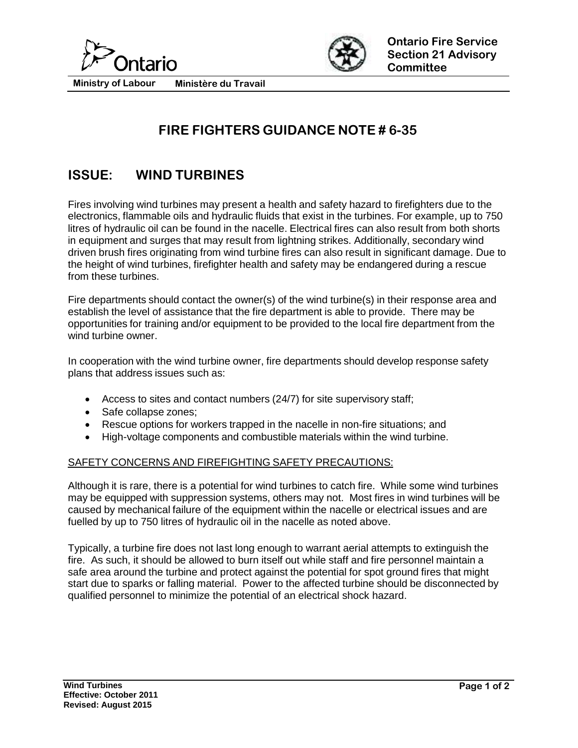Ministry of Labour Ministère du Travail

Ontario Fire Service Section 21 Advisory Committee

# FIRE FIGHTERS GUIDANCE NOTE # 6-35

## ISSUE: WIND TURBINES

Fires involving wind turbines may present a health and safety hazard to firefighters due to the electronics, flammable oils and hydraulic fluids that exist in the turbines. For example, up to 750 litres of hydraulic oil can be found in the nacelle. Electrical fires can also result from both shorts in equipment and surges that may result from lightning strikes. Additionally, secondary wind driven brush fires originating from wind turbine fires can also result in significant damage. Due to the height of wind turbines, firefighter health and safety may be endangered during a rescue from these turbines.

Fire departments should contact the owner(s) of the wind turbine(s) in their response area and establish the level of assistance that the fire department is able to provide. There may be opportunities for training and/or equipment to be provided to the local fire department from the wind turbine owner.

In cooperation with the wind turbine owner, fire departments should develop response safety plans that address issues such as:

- Access to sites and contact numbers (24/7) for site supervisory staff;
- Safe collapse zones;
- Rescue options for workers trapped in the nacelle in non-fire situations; and
- High-voltage components and combustible materials within the wind turbine.

### SAFETY CONCERNS AND FIREFIGHTING SAFETY PRECAUTIONS:

Although it is rare, there is a potential for wind turbines to catch fire. While some wind turbines may be equipped with suppression systems, others may not. Most fires in wind turbines will be caused by mechanical failure of the equipment within the nacelle or electrical issues and are fuelled by up to 750 litres of hydraulic oil in the nacelle as noted above.

Typically, a turbine fire does not last long enough to warrant aerial attempts to extinguish the fire. As such, it should be allowed to burn itself out while staff and fire personnel maintain a safe area around the turbine and protect against the potential for spot ground fires that might start due to sparks or falling material. Power to the affected turbine should be disconnected by qualified personnel to minimize the potential of an electrical shock hazard.

**Wind Turbines**
**Effective: October 2011**
**Revised: August 2015**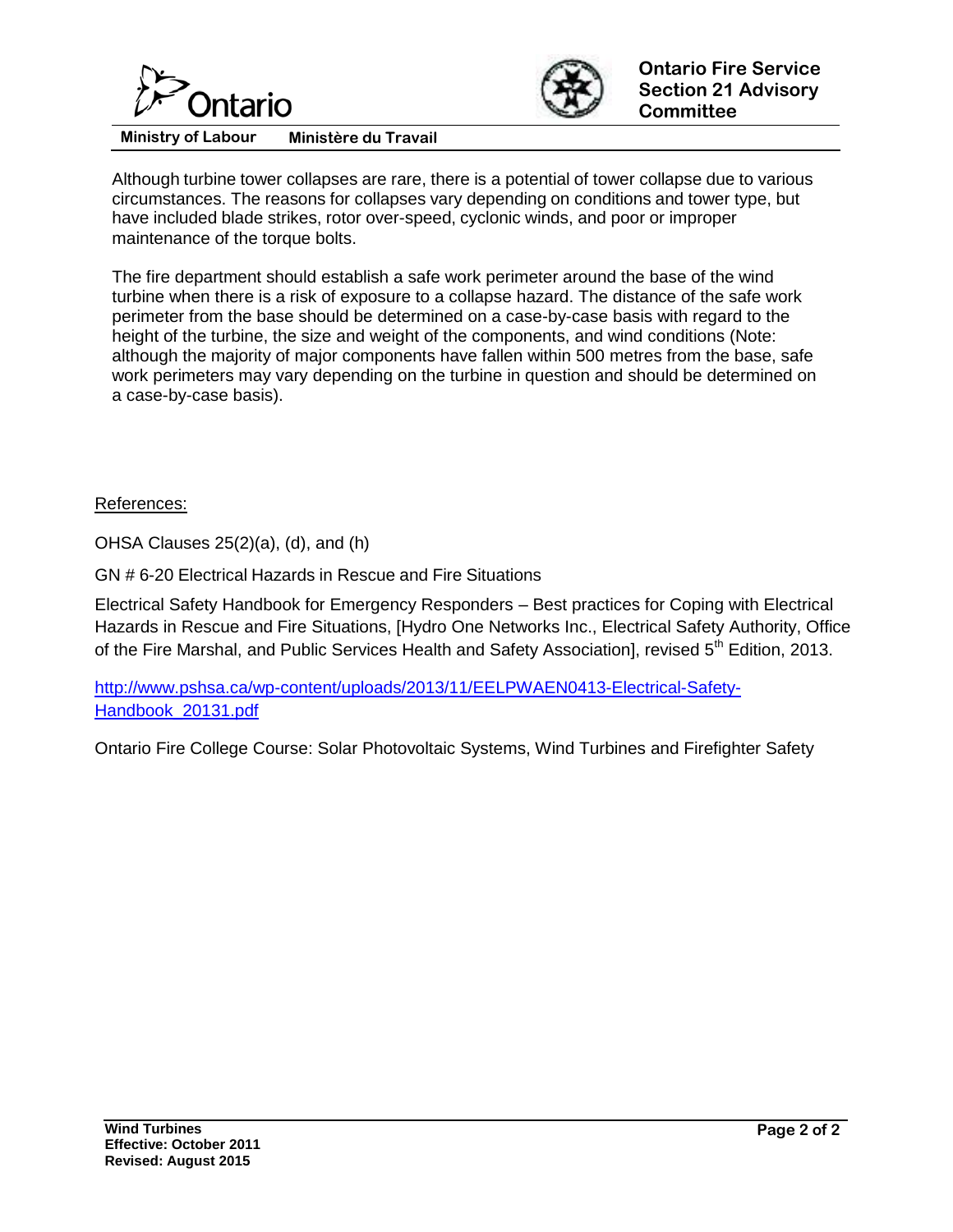Although turbine tower collapses are rare, there is a potential of tower collapse due to various circumstances. The reasons for collapses vary depending on conditions and tower type, but have included blade strikes, rotor over-speed, cyclonic winds, and poor or improper maintenance of the torque bolts.

The fire department should establish a safe work perimeter around the base of the wind turbine when there is a risk of exposure to a collapse hazard. The distance of the safe work perimeter from the base should be determined on a case-by-case basis with regard to the height of the turbine, the size and weight of the components, and wind conditions (Note: although the majority of major components have fallen within 500 metres from the base, safe work perimeters may vary depending on the turbine in question and should be determined on a case-by-case basis).

References:

OHSA Clauses 25(2)(a), (d), and (h)

GN # 6-20 Electrical Hazards in Rescue and Fire Situations

Electrical Safety Handbook for Emergency Responders – Best practices for Coping with Electrical Hazards in Rescue and Fire Situations, [Hydro One Networks Inc., Electrical Safety Authority, Office of the Fire Marshal, and Public Services Health and Safety Association], revised 5th Edition, 2013.

http://www.pshsa.ca/wp-content/uploads/2013/11/EELPWAEN0413-Electrical-Safety-Handbook_20131.pdf

Ontario Fire College Course: Solar Photovoltaic Systems, Wind Turbines and Firefighter Safety

**Wind Turbines**
**Effective: October 2011**
**Revised: August 2015**